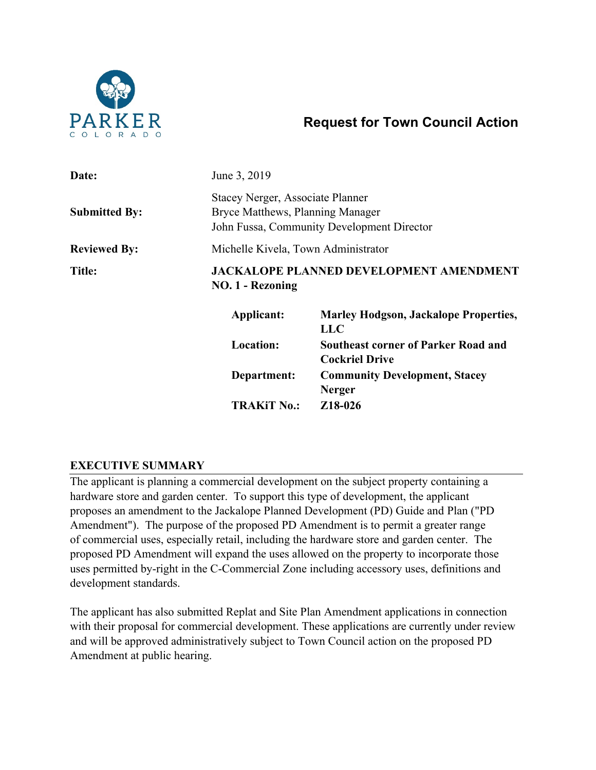PARKER
COLORADO

# Request for Town Council Action

| | |
|---|---|
| **Date:** | June 3, 2019 |
| **Submitted By:** | Stacey Nerger, Associate Planner<br>Bryce Matthews, Planning Manager<br>John Fussa, Community Development Director |
| **Reviewed By:** | Michelle Kivela, Town Administrator |
| **Title:** | **JACKALOPE PLANNED DEVELOPMENT AMENDMENT NO. 1 - Rezoning** |

| | |
|---|---|
| **Applicant:** | **Marley Hodgson, Jackalope Properties, LLC** |
| **Location:** | **Southeast corner of Parker Road and Cockriel Drive** |
| **Department:** | **Community Development, Stacey Nerger** |
| **TRAKiT No.:** | **Z18-026** |

## EXECUTIVE SUMMARY

The applicant is planning a commercial development on the subject property containing a hardware store and garden center. To support this type of development, the applicant proposes an amendment to the Jackalope Planned Development (PD) Guide and Plan ("PD Amendment"). The purpose of the proposed PD Amendment is to permit a greater range of commercial uses, especially retail, including the hardware store and garden center. The proposed PD Amendment will expand the uses allowed on the property to incorporate those uses permitted by-right in the C-Commercial Zone including accessory uses, definitions and development standards.

The applicant has also submitted Replat and Site Plan Amendment applications in connection with their proposal for commercial development. These applications are currently under review and will be approved administratively subject to Town Council action on the proposed PD Amendment at public hearing.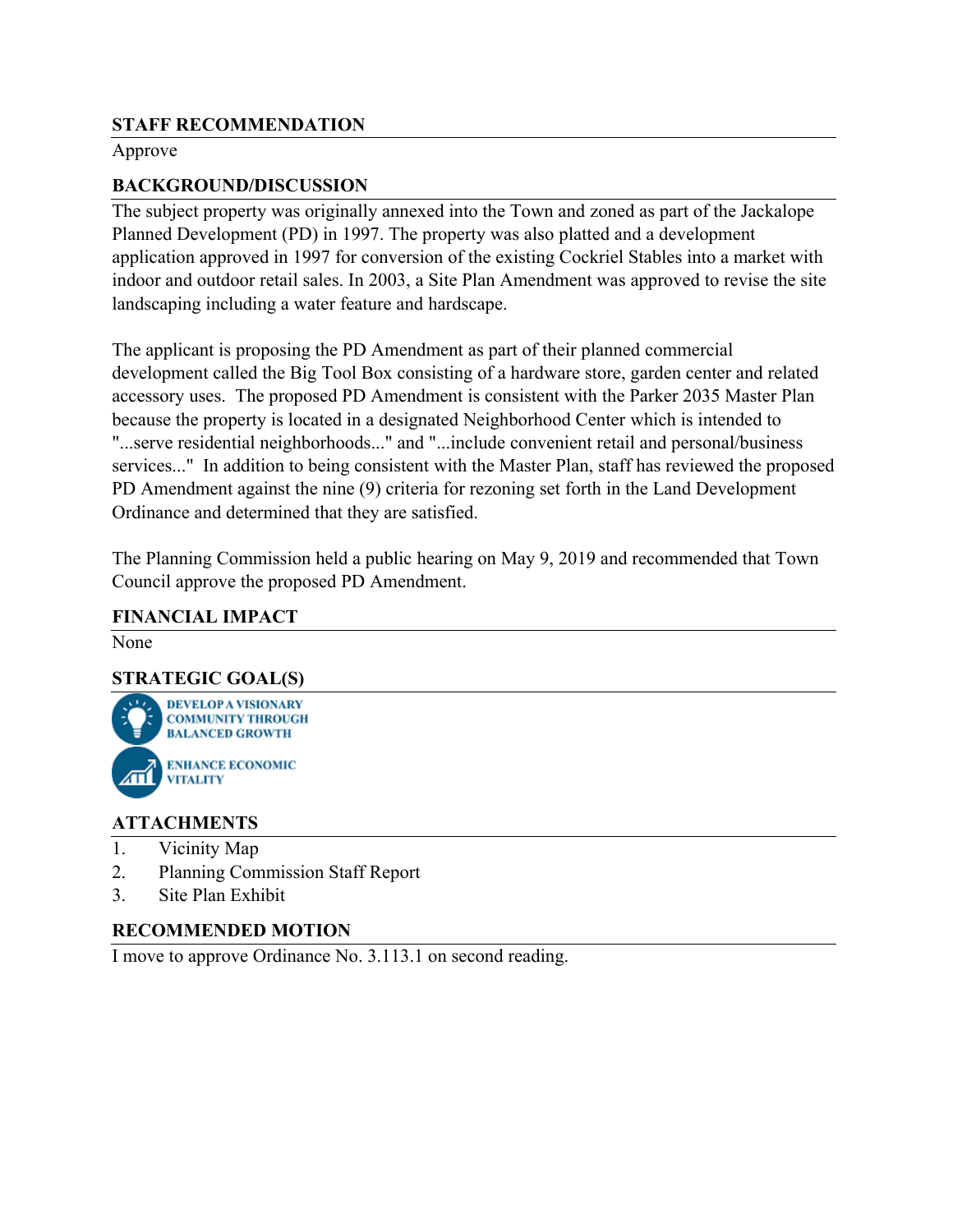## STAFF RECOMMENDATION

Approve

## BACKGROUND/DISCUSSION

The subject property was originally annexed into the Town and zoned as part of the Jackalope Planned Development (PD) in 1997. The property was also platted and a development application approved in 1997 for conversion of the existing Cockriel Stables into a market with indoor and outdoor retail sales. In 2003, a Site Plan Amendment was approved to revise the site landscaping including a water feature and hardscape.

The applicant is proposing the PD Amendment as part of their planned commercial development called the Big Tool Box consisting of a hardware store, garden center and related accessory uses. The proposed PD Amendment is consistent with the Parker 2035 Master Plan because the property is located in a designated Neighborhood Center which is intended to "...serve residential neighborhoods..." and "...include convenient retail and personal/business services..." In addition to being consistent with the Master Plan, staff has reviewed the proposed PD Amendment against the nine (9) criteria for rezoning set forth in the Land Development Ordinance and determined that they are satisfied.

The Planning Commission held a public hearing on May 9, 2019 and recommended that Town Council approve the proposed PD Amendment.

## FINANCIAL IMPACT

None

## STRATEGIC GOAL(S)

DEVELOP A VISIONARY COMMUNITY THROUGH BALANCED GROWTH

ENHANCE ECONOMIC VITALITY

## ATTACHMENTS

1. Vicinity Map
2. Planning Commission Staff Report
3. Site Plan Exhibit

## RECOMMENDED MOTION

I move to approve Ordinance No. 3.113.1 on second reading.